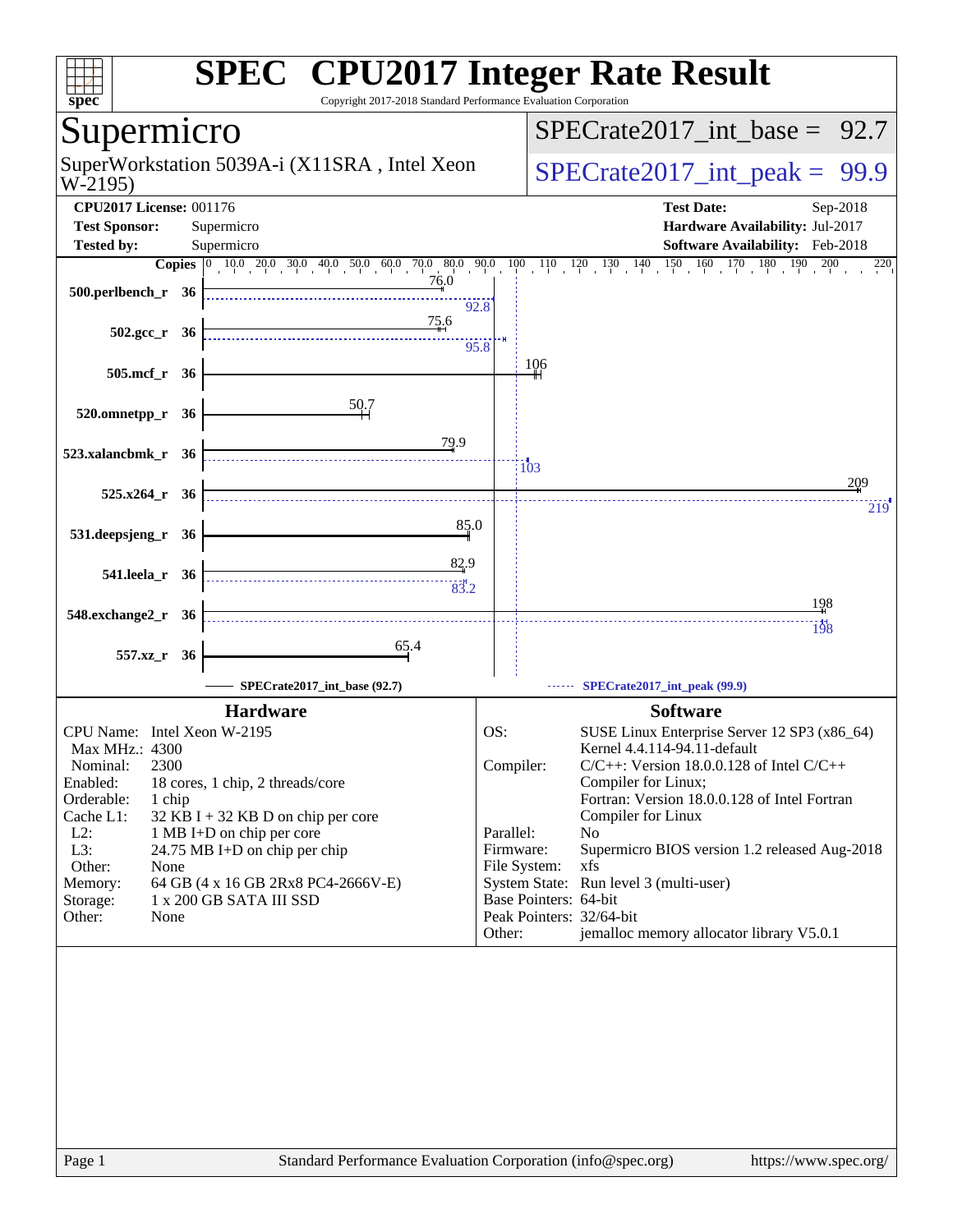# SPEC CPU2017 Integer Rate Result

Copyright 2017-2018 Standard Performance Evaluation Corporation

## Supermicro

SuperWorkstation 5039A-i (X11SRA , Intel Xeon W-2195)

SPECrate2017_int_base = 92.7

SPECrate2017_int_peak = 99.9

**CPU2017 License:** 001176
**Test Sponsor:** Supermicro
**Tested by:** Supermicro

**Test Date:** Sep-2018
**Hardware Availability:** Jul-2017
**Software Availability:** Feb-2018

| Benchmark | Copies | Base | Peak |
|---|---|---|---|
| 500.perlbench_r | 36 | 76.0 | 92.8 |
| 502.gcc_r | 36 | 75.6 | 95.8 |
| 505.mcf_r | 36 | 106 | |
| 520.omnetpp_r | 36 | 50.7 | |
| 523.xalancbmk_r | 36 | 79.9 | 103 |
| 525.x264_r | 36 | 209 | 219 |
| 531.deepsjeng_r | 36 | 85.0 | |
| 541.leela_r | 36 | 82.9 | 83.2 |
| 548.exchange2_r | 36 | 198 | 198 |
| 557.xz_r | 36 | 65.4 | |

SPECrate2017_int_base (92.7) — SPECrate2017_int_peak (99.9)

## Hardware

| | |
|---|---|
| CPU Name: | Intel Xeon W-2195 |
| Max MHz.: | 4300 |
| Nominal: | 2300 |
| Enabled: | 18 cores, 1 chip, 2 threads/core |
| Orderable: | 1 chip |
| Cache L1: | 32 KB I + 32 KB D on chip per core |
| L2: | 1 MB I+D on chip per core |
| L3: | 24.75 MB I+D on chip per chip |
| Other: | None |
| Memory: | 64 GB (4 x 16 GB 2Rx8 PC4-2666V-E) |
| Storage: | 1 x 200 GB SATA III SSD |
| Other: | None |

## Software

| | |
|---|---|
| OS: | SUSE Linux Enterprise Server 12 SP3 (x86_64) Kernel 4.4.114-94.11-default |
| Compiler: | C/C++: Version 18.0.0.128 of Intel C/C++ Compiler for Linux; Fortran: Version 18.0.0.128 of Intel Fortran Compiler for Linux |
| Parallel: | No |
| Firmware: | Supermicro BIOS version 1.2 released Aug-2018 |
| File System: | xfs |
| System State: | Run level 3 (multi-user) |
| Base Pointers: | 64-bit |
| Peak Pointers: | 32/64-bit |
| Other: | jemalloc memory allocator library V5.0.1 |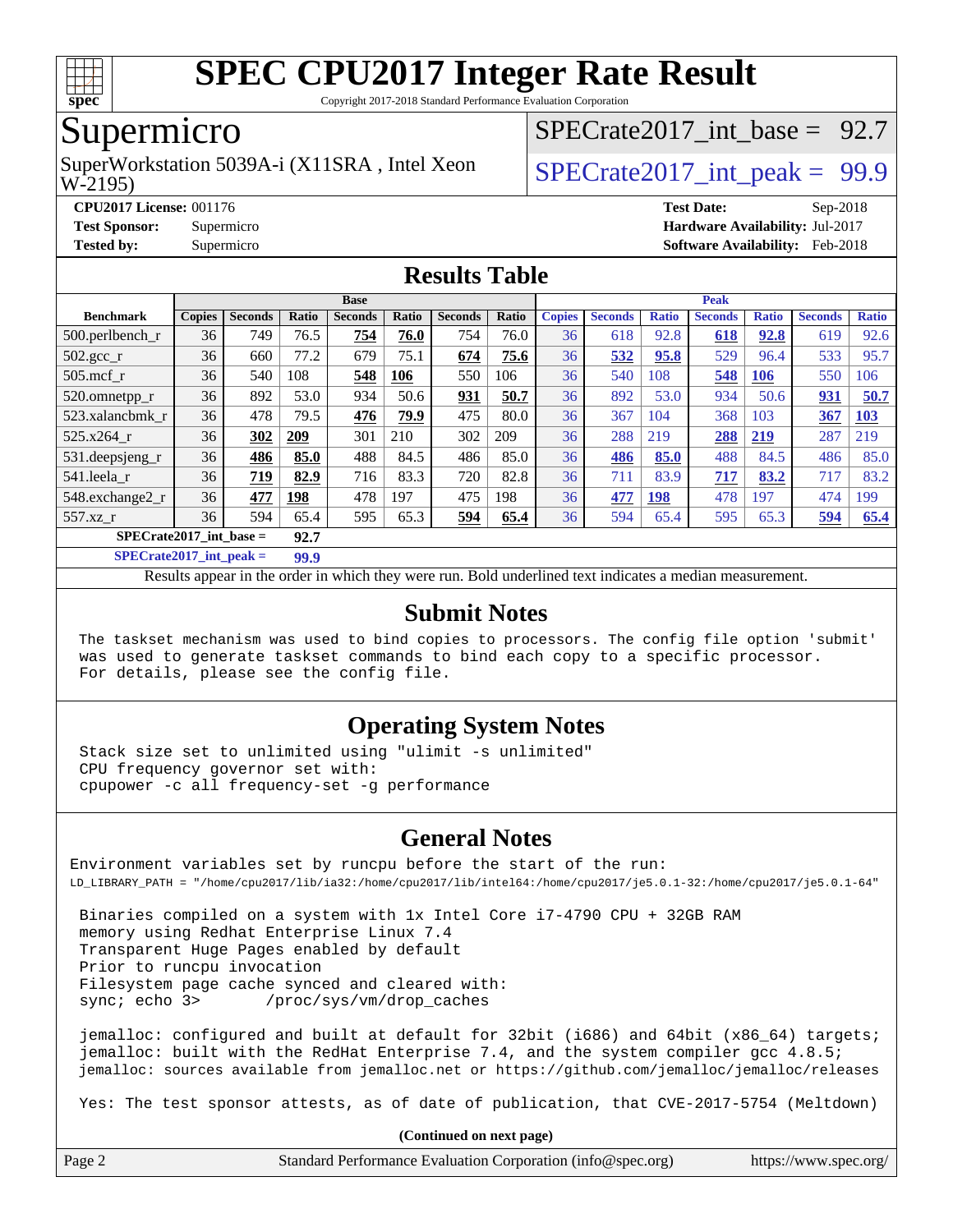# SPEC CPU2017 Integer Rate Result

Copyright 2017-2018 Standard Performance Evaluation Corporation

## Supermicro

SuperWorkstation 5039A-i (X11SRA , Intel Xeon W-2195)

SPECrate2017_int_base = 92.7

SPECrate2017_int_peak = 99.9

**CPU2017 License:** 001176
**Test Sponsor:** Supermicro
**Tested by:** Supermicro

**Test Date:** Sep-2018
**Hardware Availability:** Jul-2017
**Software Availability:** Feb-2018

## Results Table

| Benchmark | Base | | | | | | | Peak | | | | | | |
|---|---|---|---|---|---|---|---|---|---|---|---|---|---|---|
| | Copies | Seconds | Ratio | Seconds | Ratio | Seconds | Ratio | Copies | Seconds | Ratio | Seconds | Ratio | Seconds | Ratio |
| 500.perlbench_r | 36 | 749 | 76.5 | **754** | **76.0** | 754 | 76.0 | 36 | 618 | 92.8 | **618** | **92.8** | 619 | 92.6 |
| 502.gcc_r | 36 | 660 | 77.2 | 679 | 75.1 | **674** | **75.6** | 36 | **532** | **95.8** | 529 | 96.4 | 533 | 95.7 |
| 505.mcf_r | 36 | 540 | 108 | **548** | **106** | 550 | 106 | 36 | 540 | 108 | **548** | **106** | 550 | 106 |
| 520.omnetpp_r | 36 | 892 | 53.0 | 934 | 50.6 | **931** | **50.7** | 36 | 892 | 53.0 | 934 | 50.6 | **931** | **50.7** |
| 523.xalancbmk_r | 36 | 478 | 79.5 | **476** | **79.9** | 475 | 80.0 | 36 | 367 | 104 | 368 | 103 | **367** | **103** |
| 525.x264_r | 36 | **302** | **209** | 301 | 210 | 302 | 209 | 36 | 288 | 219 | **288** | **219** | 287 | 219 |
| 531.deepsjeng_r | 36 | **486** | **85.0** | 488 | 84.5 | 486 | 85.0 | 36 | **486** | **85.0** | 488 | 84.5 | 486 | 85.0 |
| 541.leela_r | 36 | **719** | **82.9** | 716 | 83.3 | 720 | 82.8 | 36 | 711 | 83.9 | **717** | **83.2** | 717 | 83.2 |
| 548.exchange2_r | 36 | **477** | **198** | 478 | 197 | 475 | 198 | 36 | **477** | **198** | 478 | 197 | 474 | 199 |
| 557.xz_r | 36 | 594 | 65.4 | 595 | 65.3 | **594** | **65.4** | 36 | 594 | 65.4 | 595 | 65.3 | **594** | **65.4** |

**SPECrate2017_int_base = 92.7**

**SPECrate2017_int_peak = 99.9**

Results appear in the order in which they were run. Bold underlined text indicates a median measurement.

## Submit Notes

```
The taskset mechanism was used to bind copies to processors. The config file option 'submit'
was used to generate taskset commands to bind each copy to a specific processor.
For details, please see the config file.
```

## Operating System Notes

```
Stack size set to unlimited using "ulimit -s unlimited"
CPU frequency governor set with:
cpupower -c all frequency-set -g performance
```

## General Notes

```
Environment variables set by runcpu before the start of the run:
LD_LIBRARY_PATH = "/home/cpu2017/lib/ia32:/home/cpu2017/lib/intel64:/home/cpu2017/je5.0.1-32:/home/cpu2017/je5.0.1-64"

 Binaries compiled on a system with 1x Intel Core i7-4790 CPU + 32GB RAM
 memory using Redhat Enterprise Linux 7.4
 Transparent Huge Pages enabled by default
 Prior to runcpu invocation
 Filesystem page cache synced and cleared with:
 sync; echo 3>       /proc/sys/vm/drop_caches

 jemalloc: configured and built at default for 32bit (i686) and 64bit (x86_64) targets;
 jemalloc: built with the RedHat Enterprise 7.4, and the system compiler gcc 4.8.5;
 jemalloc: sources available from jemalloc.net or https://github.com/jemalloc/jemalloc/releases

 Yes: The test sponsor attests, as of date of publication, that CVE-2017-5754 (Meltdown)
```

**(Continued on next page)**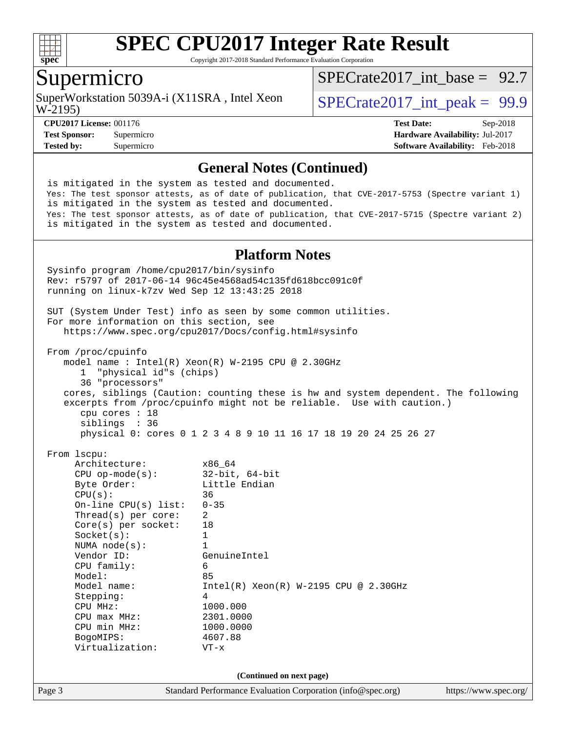## General Notes (Continued)

```
is mitigated in the system as tested and documented.
Yes: The test sponsor attests, as of date of publication, that CVE-2017-5753 (Spectre variant 1)
is mitigated in the system as tested and documented.
Yes: The test sponsor attests, as of date of publication, that CVE-2017-5715 (Spectre variant 2)
is mitigated in the system as tested and documented.
```

## Platform Notes

```
Sysinfo program /home/cpu2017/bin/sysinfo
Rev: r5797 of 2017-06-14 96c45e4568ad54c135fd618bcc091c0f
running on linux-k7zv Wed Sep 12 13:43:25 2018

SUT (System Under Test) info as seen by some common utilities.
For more information on this section, see
   https://www.spec.org/cpu2017/Docs/config.html#sysinfo

From /proc/cpuinfo
   model name : Intel(R) Xeon(R) W-2195 CPU @ 2.30GHz
      1  "physical id"s (chips)
      36 "processors"
   cores, siblings (Caution: counting these is hw and system dependent. The following
   excerpts from /proc/cpuinfo might not be reliable.  Use with caution.)
      cpu cores : 18
      siblings  : 36
      physical 0: cores 0 1 2 3 4 8 9 10 11 16 17 18 19 20 24 25 26 27

From lscpu:
     Architecture:          x86_64
     CPU op-mode(s):        32-bit, 64-bit
     Byte Order:            Little Endian
     CPU(s):                36
     On-line CPU(s) list:   0-35
     Thread(s) per core:    2
     Core(s) per socket:    18
     Socket(s):             1
     NUMA node(s):          1
     Vendor ID:             GenuineIntel
     CPU family:            6
     Model:                 85
     Model name:            Intel(R) Xeon(R) W-2195 CPU @ 2.30GHz
     Stepping:              4
     CPU MHz:               1000.000
     CPU max MHz:           2301.0000
     CPU min MHz:           1000.0000
     BogoMIPS:              4607.88
     Virtualization:        VT-x
```

(Continued on next page)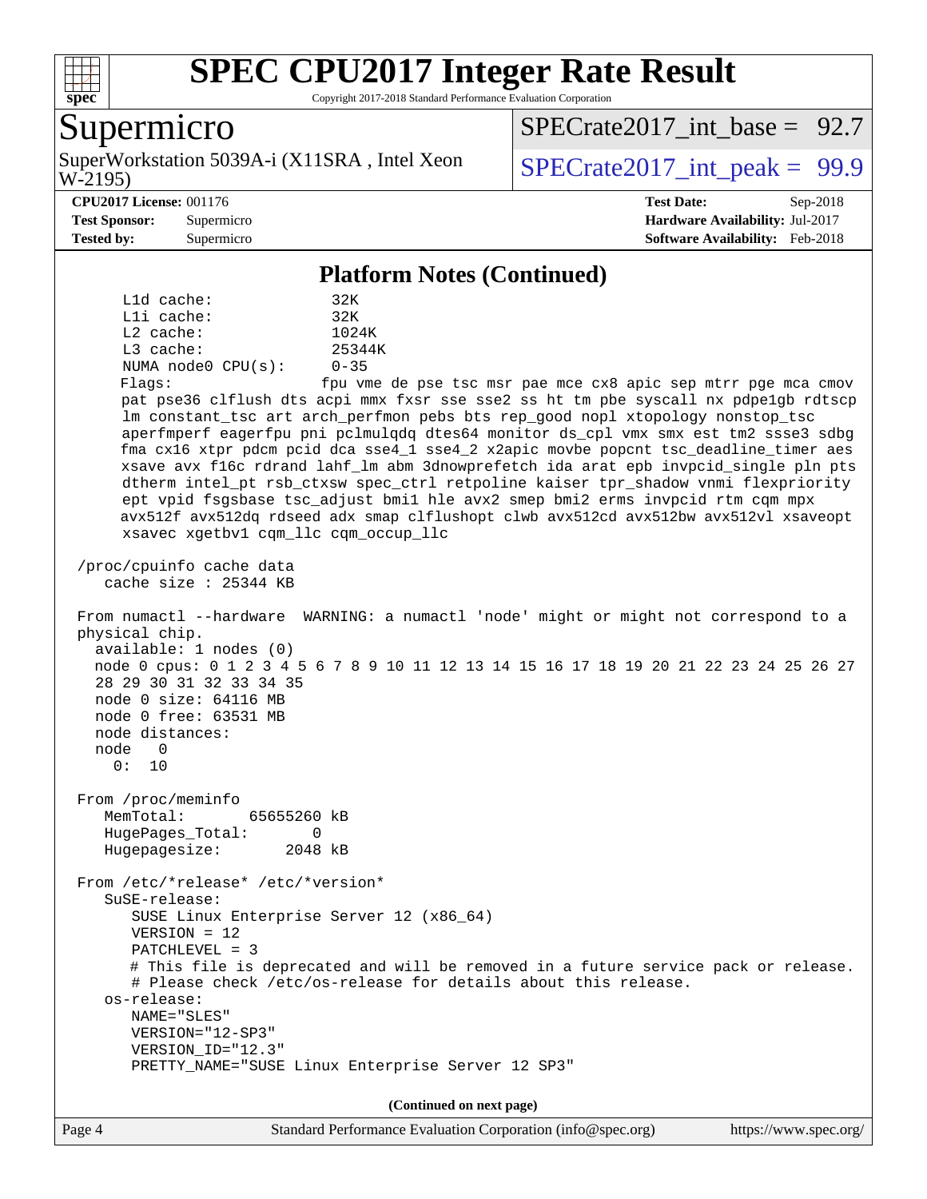## Platform Notes (Continued)

```
      L1d cache:             32K
      L1i cache:             32K
      L2 cache:              1024K
      L3 cache:              25344K
      NUMA node0 CPU(s):     0-35
      Flags:                 fpu vme de pse tsc msr pae mce cx8 apic sep mtrr pge mca cmov
      pat pse36 clflush dts acpi mmx fxsr sse sse2 ss ht tm pbe syscall nx pdpe1gb rdtscp
      lm constant_tsc art arch_perfmon pebs bts rep_good nopl xtopology nonstop_tsc
      aperfmperf eagerfpu pni pclmulqdq dtes64 monitor ds_cpl vmx smx est tm2 ssse3 sdbg
      fma cx16 xtpr pdcm pcid dca sse4_1 sse4_2 x2apic movbe popcnt tsc_deadline_timer aes
      xsave avx f16c rdrand lahf_lm abm 3dnowprefetch ida arat epb invpcid_single pln pts
      dtherm intel_pt rsb_ctxsw spec_ctrl retpoline kaiser tpr_shadow vnmi flexpriority
      ept vpid fsgsbase tsc_adjust bmi1 hle avx2 smep bmi2 erms invpcid rtm cqm mpx
      avx512f avx512dq rdseed adx smap clflushopt clwb avx512cd avx512bw avx512vl xsaveopt
      xsavec xgetbv1 cqm_llc cqm_occup_llc

 /proc/cpuinfo cache data
    cache size : 25344 KB

 From numactl --hardware  WARNING: a numactl 'node' might or might not correspond to a
 physical chip.
   available: 1 nodes (0)
   node 0 cpus: 0 1 2 3 4 5 6 7 8 9 10 11 12 13 14 15 16 17 18 19 20 21 22 23 24 25 26 27
   28 29 30 31 32 33 34 35
   node 0 size: 64116 MB
   node 0 free: 63531 MB
   node distances:
   node   0
     0:  10

 From /proc/meminfo
    MemTotal:       65655260 kB
    HugePages_Total:       0
    Hugepagesize:       2048 kB

 From /etc/*release* /etc/*version*
    SuSE-release:
       SUSE Linux Enterprise Server 12 (x86_64)
       VERSION = 12
       PATCHLEVEL = 3
       # This file is deprecated and will be removed in a future service pack or release.
       # Please check /etc/os-release for details about this release.
    os-release:
       NAME="SLES"
       VERSION="12-SP3"
       VERSION_ID="12.3"
       PRETTY_NAME="SUSE Linux Enterprise Server 12 SP3"
```

**(Continued on next page)**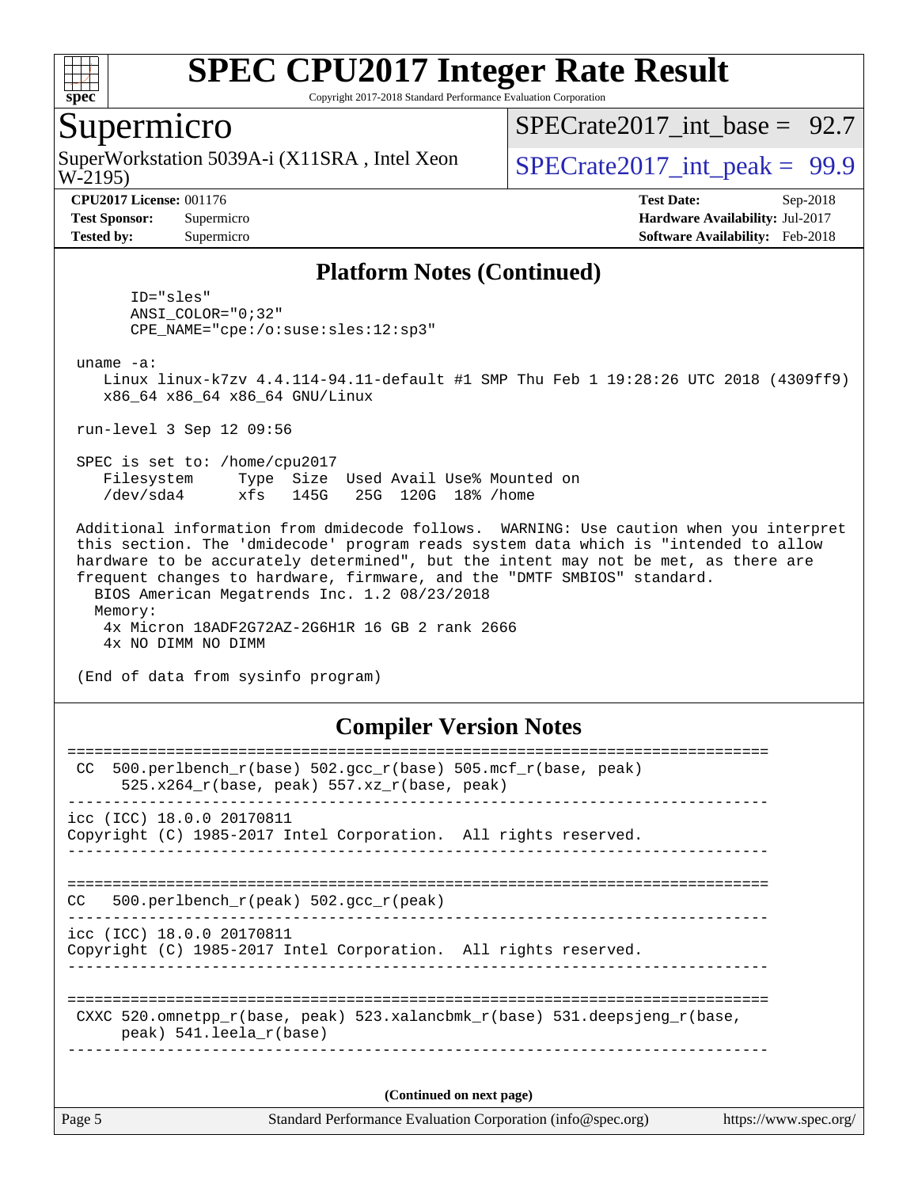## Platform Notes (Continued)

```
      ID="sles"
      ANSI_COLOR="0;32"
      CPE_NAME="cpe:/o:suse:sles:12:sp3"

 uname -a:
    Linux linux-k7zv 4.4.114-94.11-default #1 SMP Thu Feb 1 19:28:26 UTC 2018 (4309ff9)
    x86_64 x86_64 x86_64 GNU/Linux

 run-level 3 Sep 12 09:56

 SPEC is set to: /home/cpu2017
    Filesystem     Type  Size  Used Avail Use% Mounted on
    /dev/sda4      xfs   145G   25G  120G  18% /home

 Additional information from dmidecode follows.  WARNING: Use caution when you interpret
 this section. The 'dmidecode' program reads system data which is "intended to allow
 hardware to be accurately determined", but the intent may not be met, as there are
 frequent changes to hardware, firmware, and the "DMTF SMBIOS" standard.
   BIOS American Megatrends Inc. 1.2 08/23/2018
   Memory:
    4x Micron 18ADF2G72AZ-2G6H1R 16 GB 2 rank 2666
    4x NO DIMM NO DIMM

 (End of data from sysinfo program)
```

## Compiler Version Notes

```
==============================================================================
 CC  500.perlbench_r(base) 502.gcc_r(base) 505.mcf_r(base, peak)
      525.x264_r(base, peak) 557.xz_r(base, peak)
------------------------------------------------------------------------------
icc (ICC) 18.0.0 20170811
Copyright (C) 1985-2017 Intel Corporation.  All rights reserved.
------------------------------------------------------------------------------

==============================================================================
CC   500.perlbench_r(peak) 502.gcc_r(peak)
------------------------------------------------------------------------------
icc (ICC) 18.0.0 20170811
Copyright (C) 1985-2017 Intel Corporation.  All rights reserved.
------------------------------------------------------------------------------

==============================================================================
 CXXC 520.omnetpp_r(base, peak) 523.xalancbmk_r(base) 531.deepsjeng_r(base,
      peak) 541.leela_r(base)
------------------------------------------------------------------------------
```

(Continued on next page)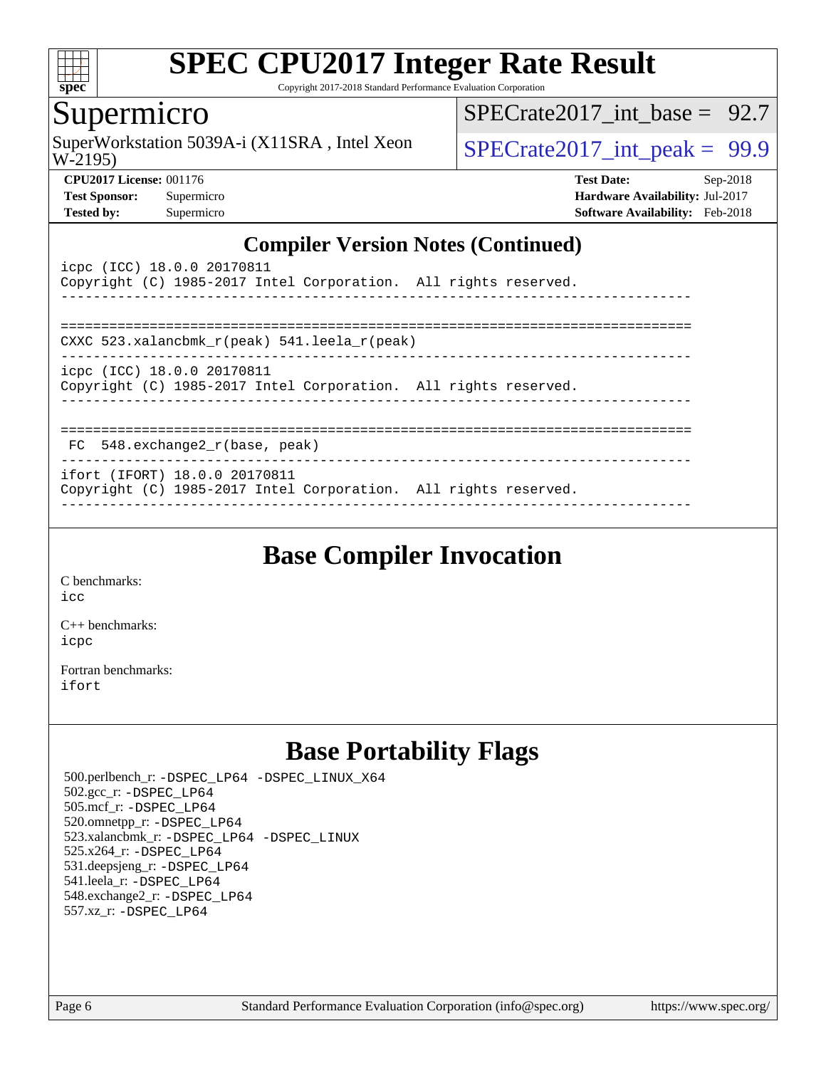## Compiler Version Notes (Continued)

```
icpc (ICC) 18.0.0 20170811
Copyright (C) 1985-2017 Intel Corporation.  All rights reserved.
------------------------------------------------------------------------------

==============================================================================
CXXC 523.xalancbmk_r(peak) 541.leela_r(peak)
------------------------------------------------------------------------------
icpc (ICC) 18.0.0 20170811
Copyright (C) 1985-2017 Intel Corporation.  All rights reserved.
------------------------------------------------------------------------------

==============================================================================
 FC  548.exchange2_r(base, peak)
------------------------------------------------------------------------------
ifort (IFORT) 18.0.0 20170811
Copyright (C) 1985-2017 Intel Corporation.  All rights reserved.
------------------------------------------------------------------------------
```

## Base Compiler Invocation

C benchmarks:
icc

C++ benchmarks:
icpc

Fortran benchmarks:
ifort

## Base Portability Flags

500.perlbench_r: -DSPEC_LP64 -DSPEC_LINUX_X64
502.gcc_r: -DSPEC_LP64
505.mcf_r: -DSPEC_LP64
520.omnetpp_r: -DSPEC_LP64
523.xalancbmk_r: -DSPEC_LP64 -DSPEC_LINUX
525.x264_r: -DSPEC_LP64
531.deepsjeng_r: -DSPEC_LP64
541.leela_r: -DSPEC_LP64
548.exchange2_r: -DSPEC_LP64
557.xz_r: -DSPEC_LP64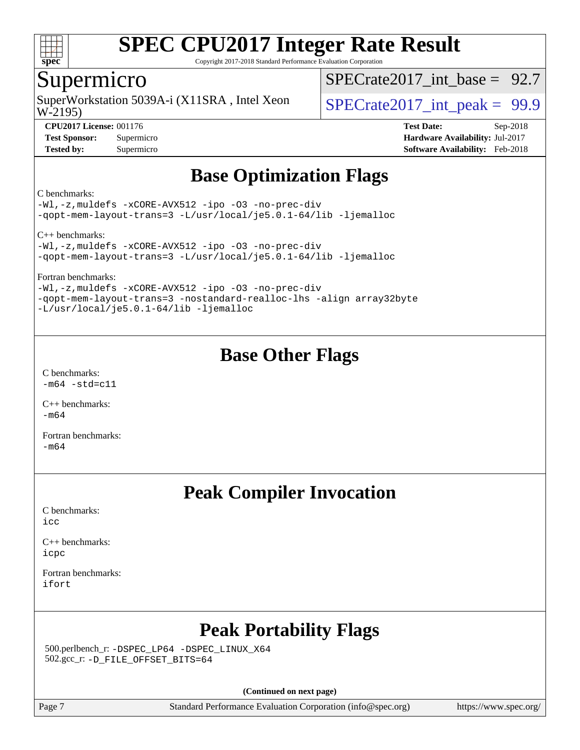# Base Optimization Flags

C benchmarks:

```
-Wl,-z,muldefs -xCORE-AVX512 -ipo -O3 -no-prec-div
-qopt-mem-layout-trans=3 -L/usr/local/je5.0.1-64/lib -ljemalloc
```

C++ benchmarks:

```
-Wl,-z,muldefs -xCORE-AVX512 -ipo -O3 -no-prec-div
-qopt-mem-layout-trans=3 -L/usr/local/je5.0.1-64/lib -ljemalloc
```

Fortran benchmarks:

```
-Wl,-z,muldefs -xCORE-AVX512 -ipo -O3 -no-prec-div
-qopt-mem-layout-trans=3 -nostandard-realloc-lhs -align array32byte
-L/usr/local/je5.0.1-64/lib -ljemalloc
```

# Base Other Flags

C benchmarks:

```
-m64 -std=c11
```

C++ benchmarks:

```
-m64
```

Fortran benchmarks:

```
-m64
```

# Peak Compiler Invocation

C benchmarks:

```
icc
```

C++ benchmarks:

```
icpc
```

Fortran benchmarks:

```
ifort
```

# Peak Portability Flags

500.perlbench_r: `-DSPEC_LP64 -DSPEC_LINUX_X64`

502.gcc_r: `-D_FILE_OFFSET_BITS=64`

**(Continued on next page)**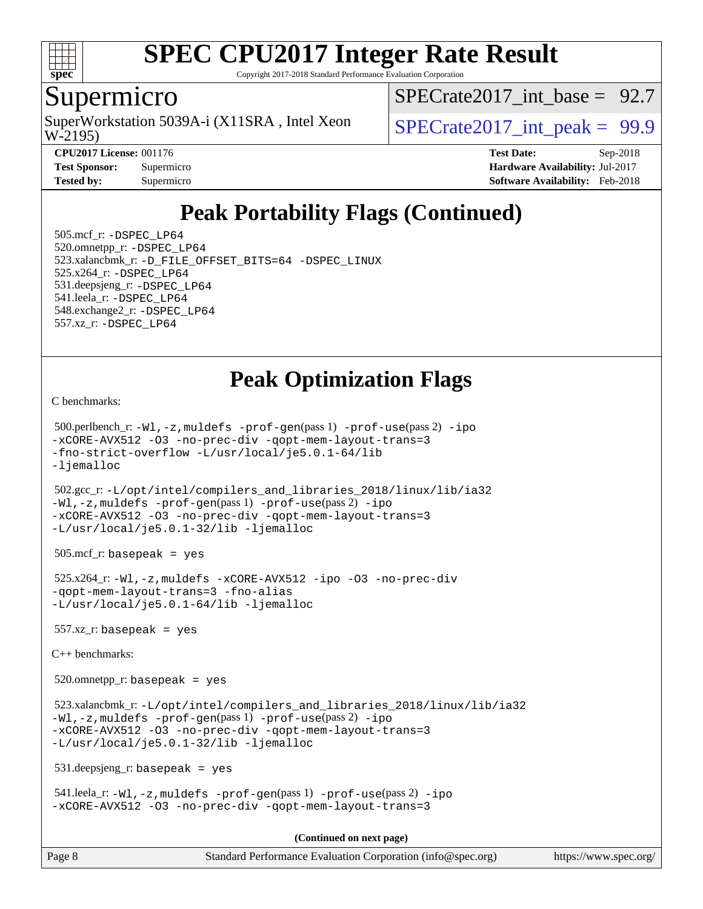# Peak Portability Flags (Continued)

505.mcf_r: -DSPEC_LP64
520.omnetpp_r: -DSPEC_LP64
523.xalancbmk_r: -D_FILE_OFFSET_BITS=64 -DSPEC_LINUX
525.x264_r: -DSPEC_LP64
531.deepsjeng_r: -DSPEC_LP64
541.leela_r: -DSPEC_LP64
548.exchange2_r: -DSPEC_LP64
557.xz_r: -DSPEC_LP64

# Peak Optimization Flags

C benchmarks:

500.perlbench_r: -Wl,-z,muldefs -prof-gen(pass 1) -prof-use(pass 2) -ipo -xCORE-AVX512 -O3 -no-prec-div -qopt-mem-layout-trans=3 -fno-strict-overflow -L/usr/local/je5.0.1-64/lib -ljemalloc

502.gcc_r: -L/opt/intel/compilers_and_libraries_2018/linux/lib/ia32 -Wl,-z,muldefs -prof-gen(pass 1) -prof-use(pass 2) -ipo -xCORE-AVX512 -O3 -no-prec-div -qopt-mem-layout-trans=3 -L/usr/local/je5.0.1-32/lib -ljemalloc

505.mcf_r: basepeak = yes

525.x264_r: -Wl,-z,muldefs -xCORE-AVX512 -ipo -O3 -no-prec-div -qopt-mem-layout-trans=3 -fno-alias -L/usr/local/je5.0.1-64/lib -ljemalloc

557.xz_r: basepeak = yes

C++ benchmarks:

520.omnetpp_r: basepeak = yes

523.xalancbmk_r: -L/opt/intel/compilers_and_libraries_2018/linux/lib/ia32 -Wl,-z,muldefs -prof-gen(pass 1) -prof-use(pass 2) -ipo -xCORE-AVX512 -O3 -no-prec-div -qopt-mem-layout-trans=3 -L/usr/local/je5.0.1-32/lib -ljemalloc

531.deepsjeng_r: basepeak = yes

541.leela_r: -Wl,-z,muldefs -prof-gen(pass 1) -prof-use(pass 2) -ipo -xCORE-AVX512 -O3 -no-prec-div -qopt-mem-layout-trans=3

**(Continued on next page)**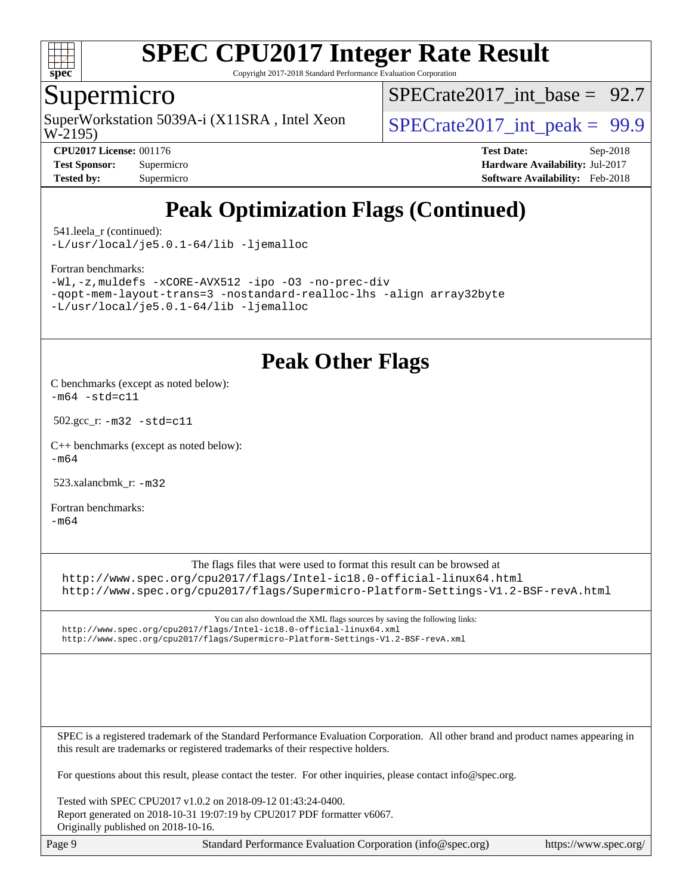# Peak Optimization Flags (Continued)

541.leela_r (continued):
-L/usr/local/je5.0.1-64/lib -ljemalloc

Fortran benchmarks:
-Wl,-z,muldefs -xCORE-AVX512 -ipo -O3 -no-prec-div
-qopt-mem-layout-trans=3 -nostandard-realloc-lhs -align array32byte
-L/usr/local/je5.0.1-64/lib -ljemalloc

# Peak Other Flags

C benchmarks (except as noted below):
-m64 -std=c11

502.gcc_r: -m32 -std=c11

C++ benchmarks (except as noted below):
-m64

523.xalancbmk_r: -m32

Fortran benchmarks:
-m64

The flags files that were used to format this result can be browsed at
http://www.spec.org/cpu2017/flags/Intel-ic18.0-official-linux64.html
http://www.spec.org/cpu2017/flags/Supermicro-Platform-Settings-V1.2-BSF-revA.html

You can also download the XML flags sources by saving the following links:
http://www.spec.org/cpu2017/flags/Intel-ic18.0-official-linux64.xml
http://www.spec.org/cpu2017/flags/Supermicro-Platform-Settings-V1.2-BSF-revA.xml

SPEC is a registered trademark of the Standard Performance Evaluation Corporation. All other brand and product names appearing in this result are trademarks or registered trademarks of their respective holders.

For questions about this result, please contact the tester. For other inquiries, please contact info@spec.org.

Tested with SPEC CPU2017 v1.0.2 on 2018-09-12 01:43:24-0400.
Report generated on 2018-10-31 19:07:19 by CPU2017 PDF formatter v6067.
Originally published on 2018-10-16.